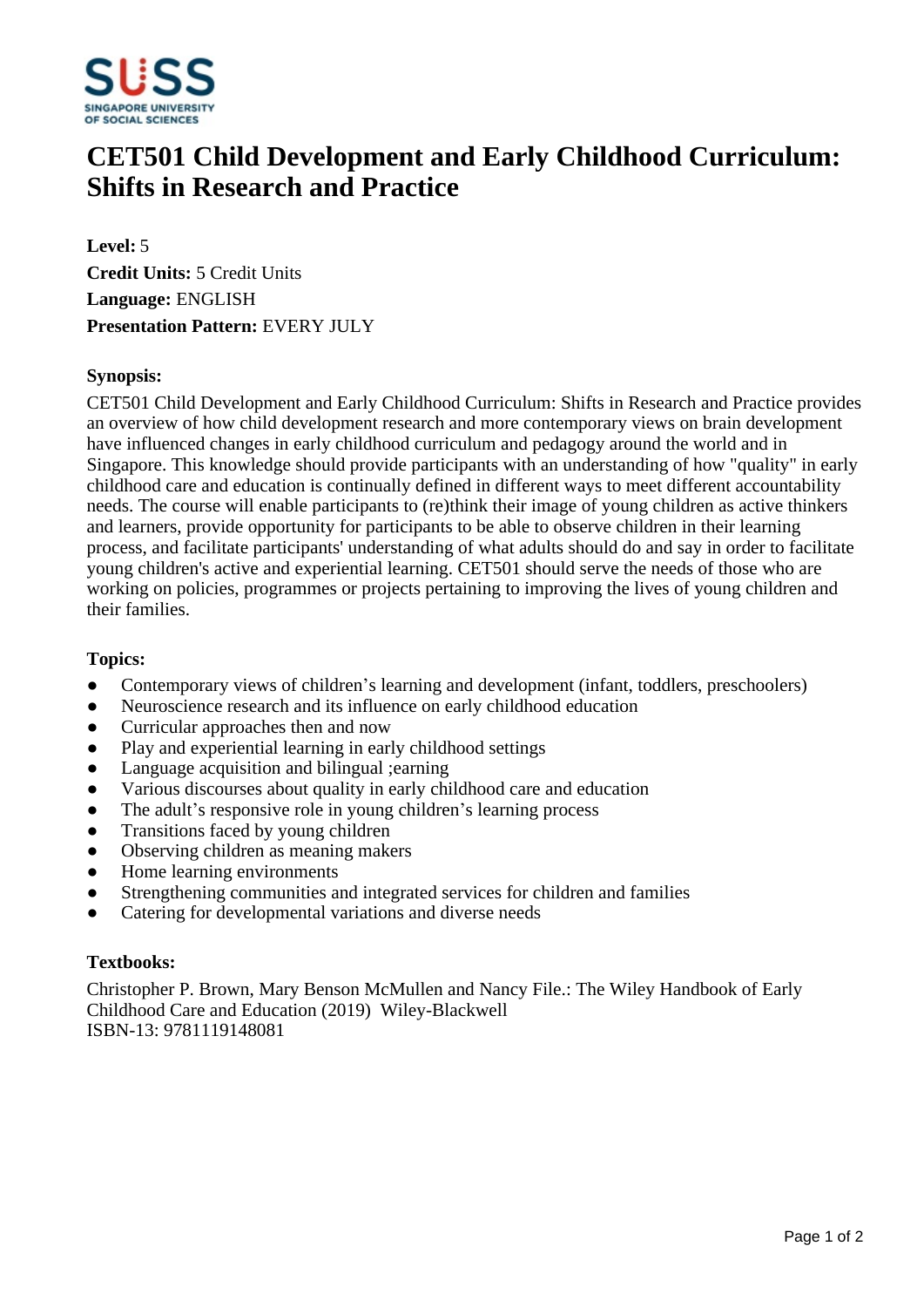# CET501 Child Development and Early Childhood Curriculum: Shifts in Research and Practice

**Level:** 5
**Credit Units:** 5 Credit Units
**Language:** ENGLISH
**Presentation Pattern:** EVERY JULY

**Synopsis:**

CET501 Child Development and Early Childhood Curriculum: Shifts in Research and Practice provides an overview of how child development research and more contemporary views on brain development have influenced changes in early childhood curriculum and pedagogy around the world and in Singapore. This knowledge should provide participants with an understanding of how "quality" in early childhood care and education is continually defined in different ways to meet different accountability needs. The course will enable participants to (re)think their image of young children as active thinkers and learners, provide opportunity for participants to be able to observe children in their learning process, and facilitate participants' understanding of what adults should do and say in order to facilitate young children's active and experiential learning. CET501 should serve the needs of those who are working on policies, programmes or projects pertaining to improving the lives of young children and their families.

**Topics:**

- Contemporary views of children’s learning and development (infant, toddlers, preschoolers)
- Neuroscience research and its influence on early childhood education
- Curricular approaches then and now
- Play and experiential learning in early childhood settings
- Language acquisition and bilingual ;earning
- Various discourses about quality in early childhood care and education
- The adult’s responsive role in young children’s learning process
- Transitions faced by young children
- Observing children as meaning makers
- Home learning environments
- Strengthening communities and integrated services for children and families
- Catering for developmental variations and diverse needs

**Textbooks:**

Christopher P. Brown, Mary Benson McMullen and Nancy File.: The Wiley Handbook of Early Childhood Care and Education (2019) Wiley-Blackwell
ISBN-13: 9781119148081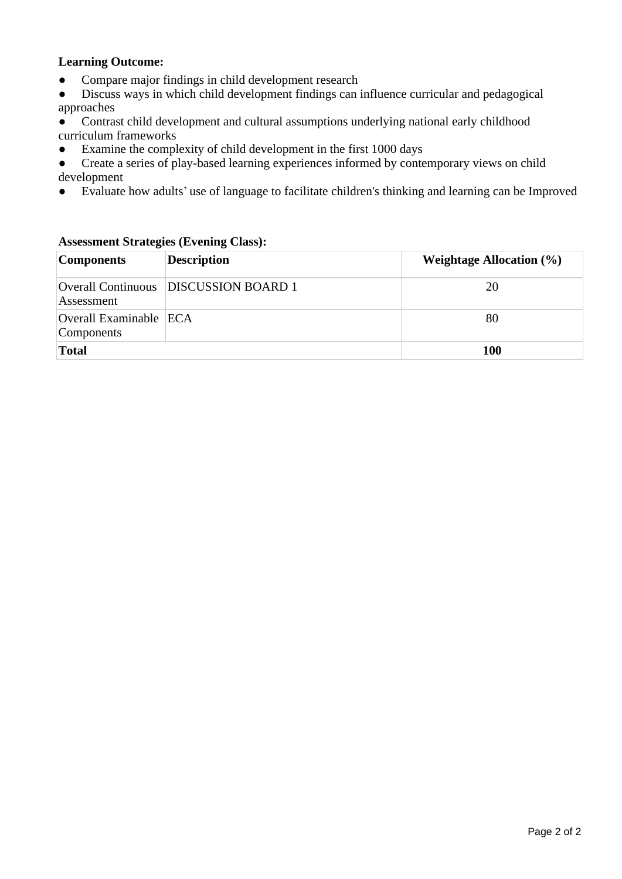**Learning Outcome:**

- Compare major findings in child development research
- Discuss ways in which child development findings can influence curricular and pedagogical approaches
- Contrast child development and cultural assumptions underlying national early childhood curriculum frameworks
- Examine the complexity of child development in the first 1000 days
- Create a series of play-based learning experiences informed by contemporary views on child development
- Evaluate how adults' use of language to facilitate children's thinking and learning can be Improved

**Assessment Strategies (Evening Class):**

| Components | Description | Weightage Allocation (%) |
|---|---|---|
| Overall Continuous Assessment | DISCUSSION BOARD 1 | 20 |
| Overall Examinable Components | ECA | 80 |
| **Total** | | **100** |